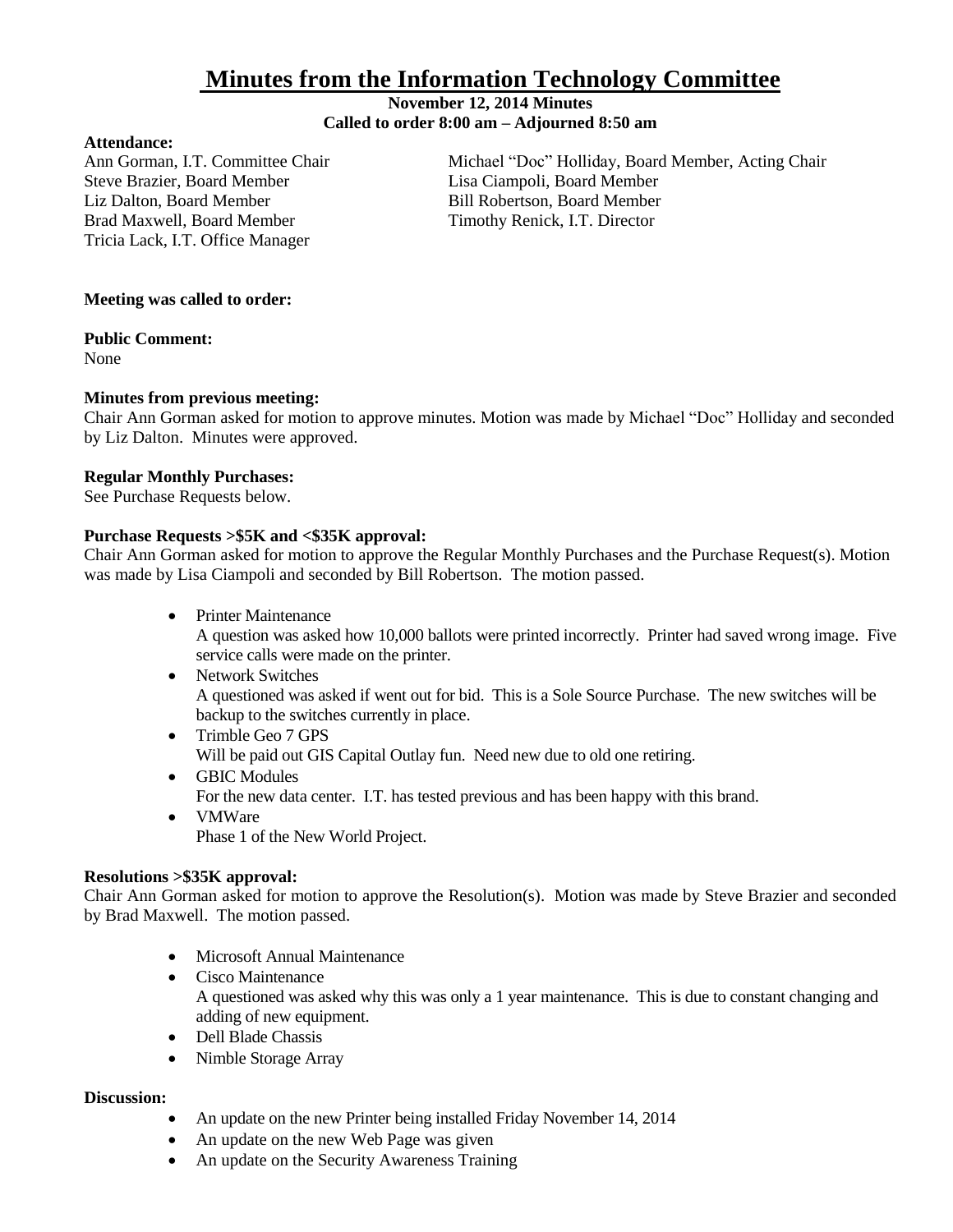# Minutes from the Information Technology Committee

**November 12, 2014 Minutes**
**Called to order 8:00 am – Adjourned 8:50 am**

**Attendance:**

Ann Gorman, I.T. Committee Chair
Michael "Doc" Holliday, Board Member, Acting Chair
Steve Brazier, Board Member
Lisa Ciampoli, Board Member
Liz Dalton, Board Member
Bill Robertson, Board Member
Brad Maxwell, Board Member
Timothy Renick, I.T. Director
Tricia Lack, I.T. Office Manager

**Meeting was called to order:**

**Public Comment:**
None

**Minutes from previous meeting:**
Chair Ann Gorman asked for motion to approve minutes. Motion was made by Michael "Doc" Holliday and seconded by Liz Dalton. Minutes were approved.

**Regular Monthly Purchases:**
See Purchase Requests below.

**Purchase Requests >$5K and <$35K approval:**
Chair Ann Gorman asked for motion to approve the Regular Monthly Purchases and the Purchase Request(s). Motion was made by Lisa Ciampoli and seconded by Bill Robertson. The motion passed.

- Printer Maintenance
  A question was asked how 10,000 ballots were printed incorrectly. Printer had saved wrong image. Five service calls were made on the printer.
- Network Switches
  A questioned was asked if went out for bid. This is a Sole Source Purchase. The new switches will be backup to the switches currently in place.
- Trimble Geo 7 GPS
  Will be paid out GIS Capital Outlay fun. Need new due to old one retiring.
- GBIC Modules
  For the new data center. I.T. has tested previous and has been happy with this brand.
- VMWare
  Phase 1 of the New World Project.

**Resolutions >$35K approval:**
Chair Ann Gorman asked for motion to approve the Resolution(s). Motion was made by Steve Brazier and seconded by Brad Maxwell. The motion passed.

- Microsoft Annual Maintenance
- Cisco Maintenance
  A questioned was asked why this was only a 1 year maintenance. This is due to constant changing and adding of new equipment.
- Dell Blade Chassis
- Nimble Storage Array

**Discussion:**

- An update on the new Printer being installed Friday November 14, 2014
- An update on the new Web Page was given
- An update on the Security Awareness Training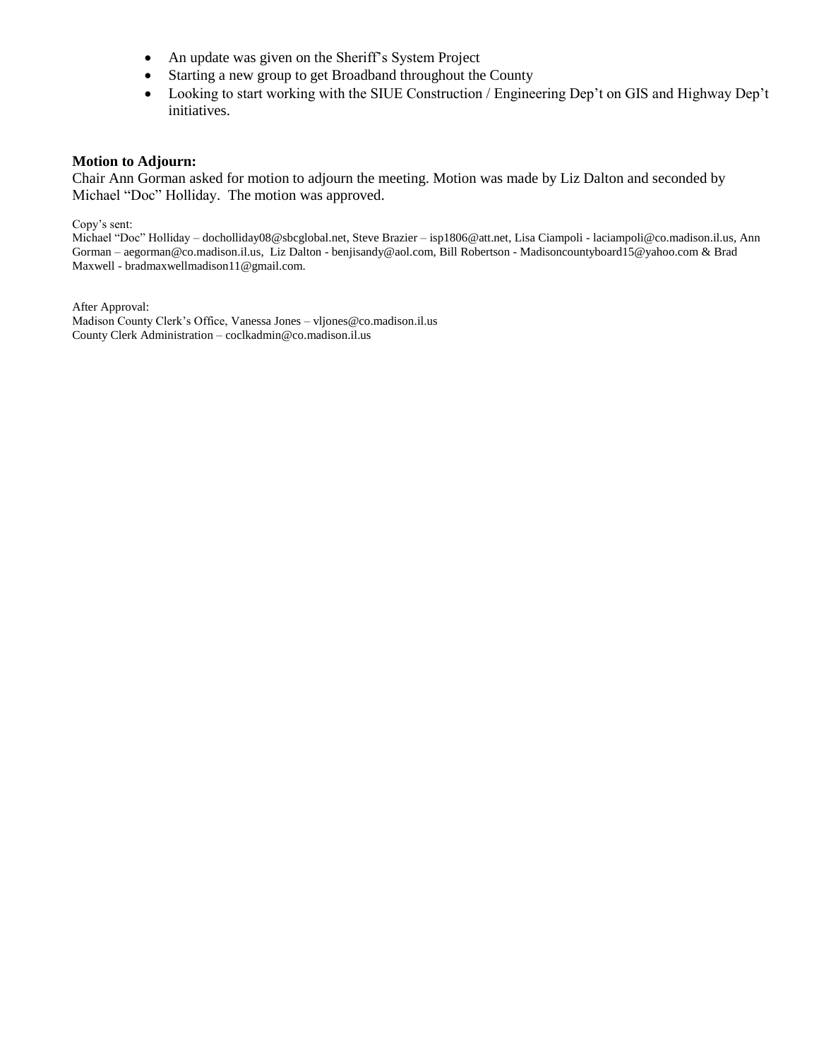- An update was given on the Sheriff's System Project
- Starting a new group to get Broadband throughout the County
- Looking to start working with the SIUE Construction / Engineering Dep't on GIS and Highway Dep't initiatives.

**Motion to Adjourn:**

Chair Ann Gorman asked for motion to adjourn the meeting. Motion was made by Liz Dalton and seconded by Michael "Doc" Holliday. The motion was approved.

Copy's sent:
Michael "Doc" Holliday – docholliday08@sbcglobal.net, Steve Brazier – isp1806@att.net, Lisa Ciampoli - laciampoli@co.madison.il.us, Ann Gorman – aegorman@co.madison.il.us, Liz Dalton - benjisandy@aol.com, Bill Robertson - Madisoncountyboard15@yahoo.com & Brad Maxwell - bradmaxwellmadison11@gmail.com.

After Approval:
Madison County Clerk's Office, Vanessa Jones – vljones@co.madison.il.us
County Clerk Administration – coclkadmin@co.madison.il.us